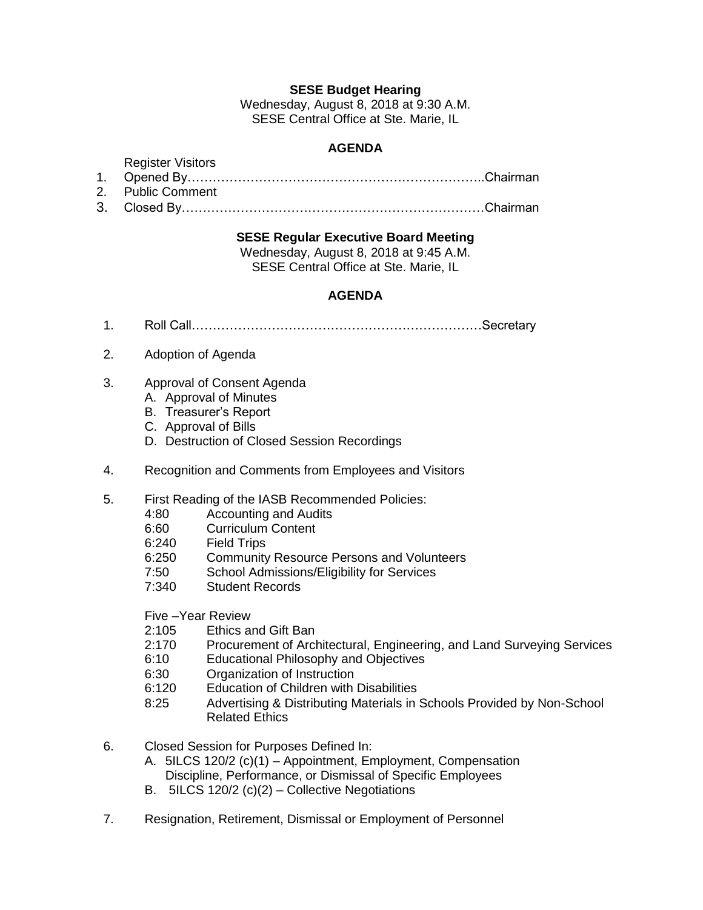**SESE Budget Hearing**

Wednesday, August 8, 2018 at 9:30 A.M.
SESE Central Office at Ste. Marie, IL

**AGENDA**

Register Visitors

1. Opened By…………………………………………………………..Chairman
2. Public Comment
3. Closed By……………………………………………………………Chairman

**SESE Regular Executive Board Meeting**

Wednesday, August 8, 2018 at 9:45 A.M.
SESE Central Office at Ste. Marie, IL

**AGENDA**

1. Roll Call……………………………………………………………Secretary
2. Adoption of Agenda
3. Approval of Consent Agenda
   - A. Approval of Minutes
   - B. Treasurer's Report
   - C. Approval of Bills
   - D. Destruction of Closed Session Recordings
4. Recognition and Comments from Employees and Visitors
5. First Reading of the IASB Recommended Policies:
   - 4:80 Accounting and Audits
   - 6:60 Curriculum Content
   - 6:240 Field Trips
   - 6:250 Community Resource Persons and Volunteers
   - 7:50 School Admissions/Eligibility for Services
   - 7:340 Student Records

   Five –Year Review
   - 2:105 Ethics and Gift Ban
   - 2:170 Procurement of Architectural, Engineering, and Land Surveying Services
   - 6:10 Educational Philosophy and Objectives
   - 6:30 Organization of Instruction
   - 6:120 Education of Children with Disabilities
   - 8:25 Advertising & Distributing Materials in Schools Provided by Non-School Related Ethics
6. Closed Session for Purposes Defined In:
   - A. 5ILCS 120/2 (c)(1) – Appointment, Employment, Compensation Discipline, Performance, or Dismissal of Specific Employees
   - B. 5ILCS 120/2 (c)(2) – Collective Negotiations
7. Resignation, Retirement, Dismissal or Employment of Personnel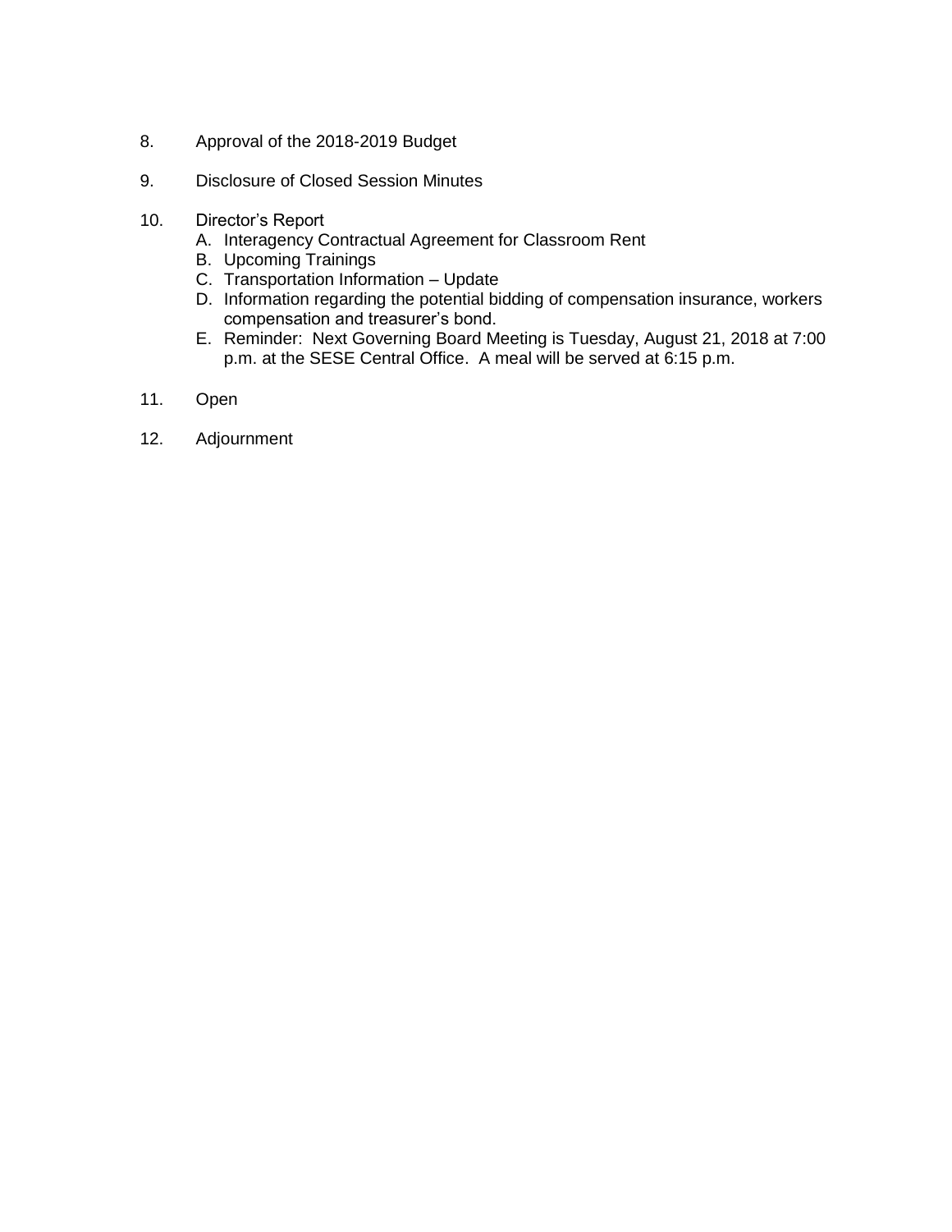8. Approval of the 2018-2019 Budget

9. Disclosure of Closed Session Minutes

10. Director's Report
    A. Interagency Contractual Agreement for Classroom Rent
    B. Upcoming Trainings
    C. Transportation Information – Update
    D. Information regarding the potential bidding of compensation insurance, workers compensation and treasurer's bond.
    E. Reminder: Next Governing Board Meeting is Tuesday, August 21, 2018 at 7:00 p.m. at the SESE Central Office. A meal will be served at 6:15 p.m.

11. Open

12. Adjournment